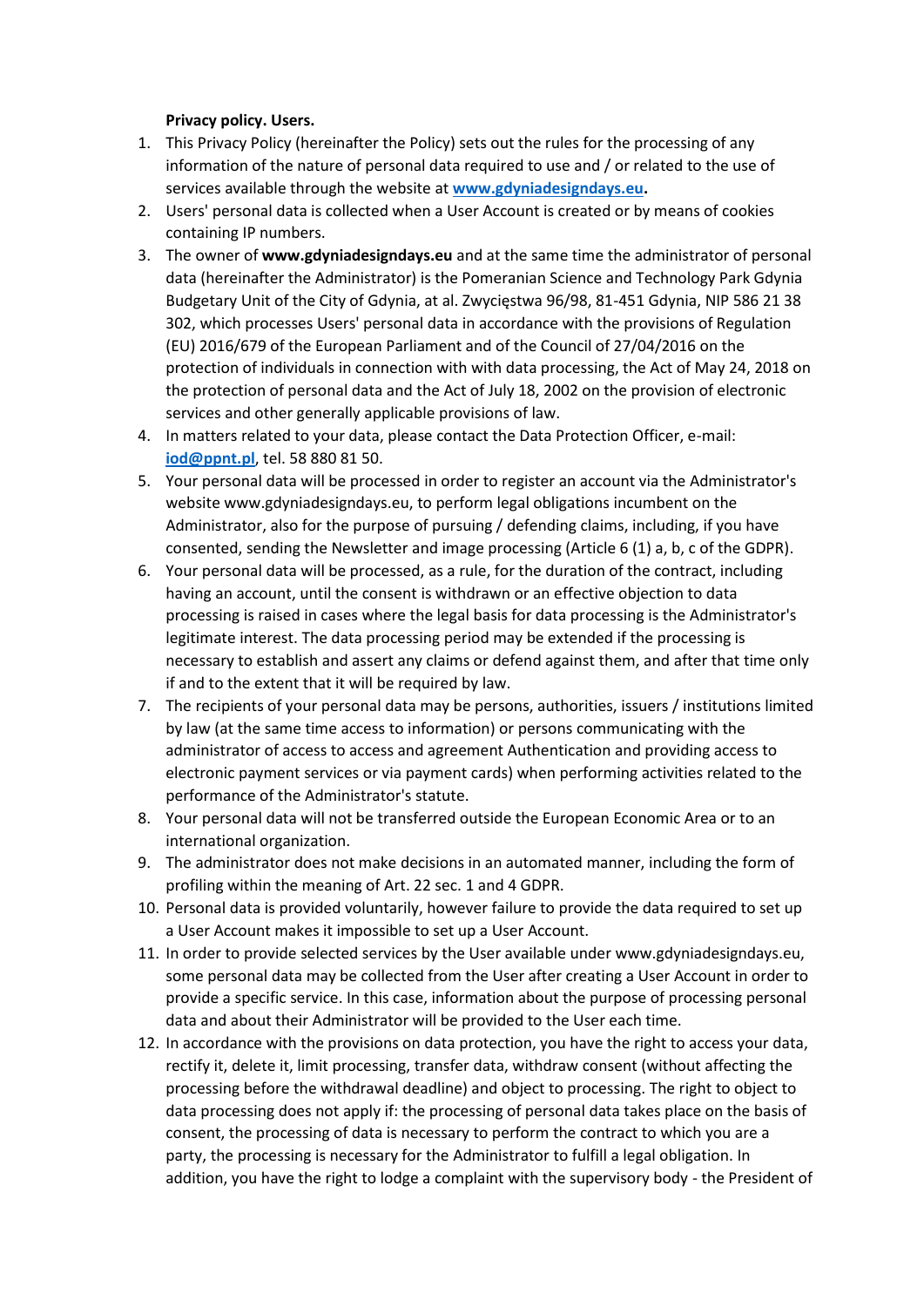**Privacy policy. Users.**

1. This Privacy Policy (hereinafter the Policy) sets out the rules for the processing of any information of the nature of personal data required to use and / or related to the use of services available through the website at **[www.gdyniadesigndays.eu](http://www.gdyniadesigndays.eu).**
2. Users' personal data is collected when a User Account is created or by means of cookies containing IP numbers.
3. The owner of **www.gdyniadesigndays.eu** and at the same time the administrator of personal data (hereinafter the Administrator) is the Pomeranian Science and Technology Park Gdynia Budgetary Unit of the City of Gdynia, at al. Zwycięstwa 96/98, 81-451 Gdynia, NIP 586 21 38 302, which processes Users' personal data in accordance with the provisions of Regulation (EU) 2016/679 of the European Parliament and of the Council of 27/04/2016 on the protection of individuals in connection with with data processing, the Act of May 24, 2018 on the protection of personal data and the Act of July 18, 2002 on the provision of electronic services and other generally applicable provisions of law.
4. In matters related to your data, please contact the Data Protection Officer, e-mail: **[iod@ppnt.pl](mailto:iod@ppnt.pl)**, tel. 58 880 81 50.
5. Your personal data will be processed in order to register an account via the Administrator's website www.gdyniadesigndays.eu, to perform legal obligations incumbent on the Administrator, also for the purpose of pursuing / defending claims, including, if you have consented, sending the Newsletter and image processing (Article 6 (1) a, b, c of the GDPR).
6. Your personal data will be processed, as a rule, for the duration of the contract, including having an account, until the consent is withdrawn or an effective objection to data processing is raised in cases where the legal basis for data processing is the Administrator's legitimate interest. The data processing period may be extended if the processing is necessary to establish and assert any claims or defend against them, and after that time only if and to the extent that it will be required by law.
7. The recipients of your personal data may be persons, authorities, issuers / institutions limited by law (at the same time access to information) or persons communicating with the administrator of access to access and agreement Authentication and providing access to electronic payment services or via payment cards) when performing activities related to the performance of the Administrator's statute.
8. Your personal data will not be transferred outside the European Economic Area or to an international organization.
9. The administrator does not make decisions in an automated manner, including the form of profiling within the meaning of Art. 22 sec. 1 and 4 GDPR.
10. Personal data is provided voluntarily, however failure to provide the data required to set up a User Account makes it impossible to set up a User Account.
11. In order to provide selected services by the User available under www.gdyniadesigndays.eu, some personal data may be collected from the User after creating a User Account in order to provide a specific service. In this case, information about the purpose of processing personal data and about their Administrator will be provided to the User each time.
12. In accordance with the provisions on data protection, you have the right to access your data, rectify it, delete it, limit processing, transfer data, withdraw consent (without affecting the processing before the withdrawal deadline) and object to processing. The right to object to data processing does not apply if: the processing of personal data takes place on the basis of consent, the processing of data is necessary to perform the contract to which you are a party, the processing is necessary for the Administrator to fulfill a legal obligation. In addition, you have the right to lodge a complaint with the supervisory body - the President of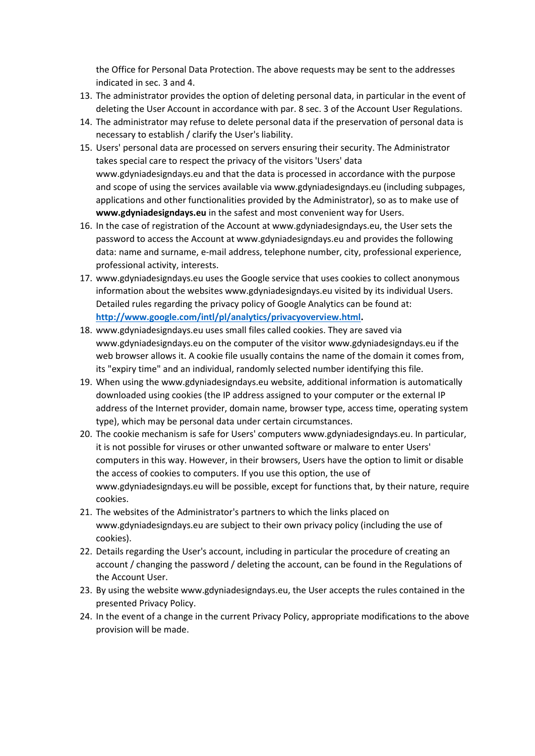the Office for Personal Data Protection. The above requests may be sent to the addresses indicated in sec. 3 and 4.

13. The administrator provides the option of deleting personal data, in particular in the event of deleting the User Account in accordance with par. 8 sec. 3 of the Account User Regulations.
14. The administrator may refuse to delete personal data if the preservation of personal data is necessary to establish / clarify the User's liability.
15. Users' personal data are processed on servers ensuring their security. The Administrator takes special care to respect the privacy of the visitors 'Users' data www.gdyniadesigndays.eu and that the data is processed in accordance with the purpose and scope of using the services available via www.gdyniadesigndays.eu (including subpages, applications and other functionalities provided by the Administrator), so as to make use of **www.gdyniadesigndays.eu** in the safest and most convenient way for Users.
16. In the case of registration of the Account at www.gdyniadesigndays.eu, the User sets the password to access the Account at www.gdyniadesigndays.eu and provides the following data: name and surname, e-mail address, telephone number, city, professional experience, professional activity, interests.
17. www.gdyniadesigndays.eu uses the Google service that uses cookies to collect anonymous information about the websites www.gdyniadesigndays.eu visited by its individual Users. Detailed rules regarding the privacy policy of Google Analytics can be found at: **http://www.google.com/intl/pl/analytics/privacyoverview.html.**
18. www.gdyniadesigndays.eu uses small files called cookies. They are saved via www.gdyniadesigndays.eu on the computer of the visitor www.gdyniadesigndays.eu if the web browser allows it. A cookie file usually contains the name of the domain it comes from, its "expiry time" and an individual, randomly selected number identifying this file.
19. When using the www.gdyniadesigndays.eu website, additional information is automatically downloaded using cookies (the IP address assigned to your computer or the external IP address of the Internet provider, domain name, browser type, access time, operating system type), which may be personal data under certain circumstances.
20. The cookie mechanism is safe for Users' computers www.gdyniadesigndays.eu. In particular, it is not possible for viruses or other unwanted software or malware to enter Users' computers in this way. However, in their browsers, Users have the option to limit or disable the access of cookies to computers. If you use this option, the use of www.gdyniadesigndays.eu will be possible, except for functions that, by their nature, require cookies.
21. The websites of the Administrator's partners to which the links placed on www.gdyniadesigndays.eu are subject to their own privacy policy (including the use of cookies).
22. Details regarding the User's account, including in particular the procedure of creating an account / changing the password / deleting the account, can be found in the Regulations of the Account User.
23. By using the website www.gdyniadesigndays.eu, the User accepts the rules contained in the presented Privacy Policy.
24. In the event of a change in the current Privacy Policy, appropriate modifications to the above provision will be made.